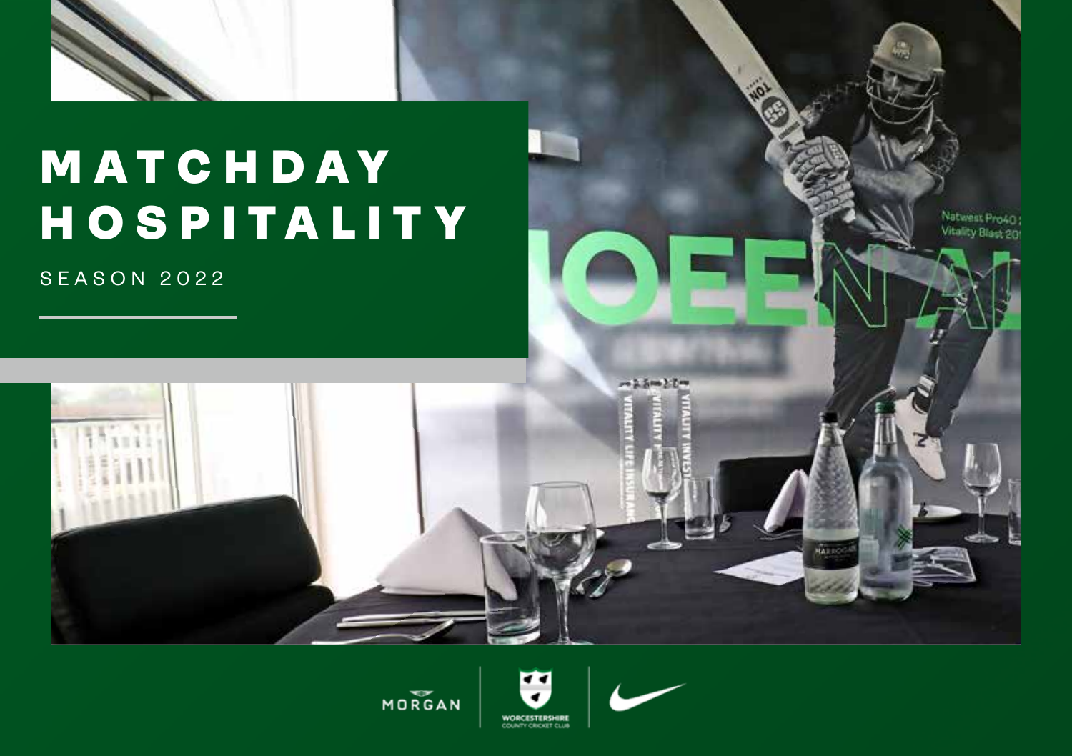# MATCHDAY HOSPITALITY

SEASON 2022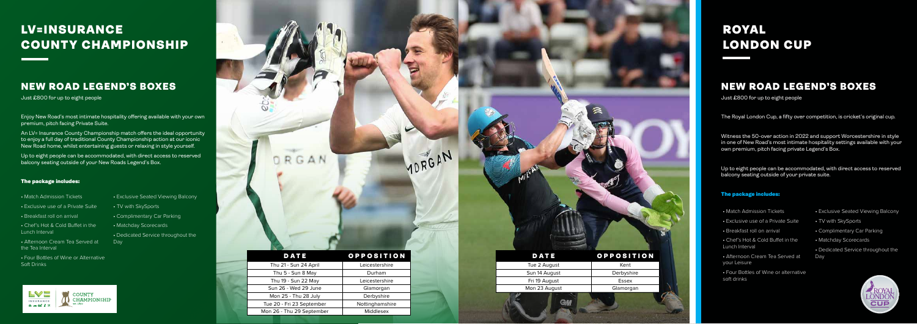# LV= INSURANCE COUNTY CHAMPIONSHIP

## NEW ROAD LEGEND'S BOXES

Just £800 for up to eight people

Enjoy New Road's most intimate hospitality offering available with your own premium, pitch facing Private Suite.

An LV= Insurance County Championship match offers the ideal opportunity to enjoy a full day of traditional County Championship action at our iconic New Road home, whilst entertaining guests or relaxing in style yourself.

Up to eight people can be accommodated, with direct access to reserved balcony seating outside of your New Roads Legend's Box.

### The package includes:

- Match Admission Tickets
- Exclusive use of a Private Suite
- Breakfast roll on arrival
- Chef's Hot & Cold Buffet in the Lunch Interval
- Afternoon Cream Tea Served at the Tea Interval
- Four Bottles of Wine or Alternative Soft Drinks
- Exclusive Seated Viewing Balcony
- TV with SkySports
- Complimentary Car Parking
- Matchday Scorecards
- Dedicated Service throughout the Day

| DATE | OPPOSITION |
|---|---|
| Thu 21 - Sun 24 April | Leicestershire |
| Thu 5 - Sun 8 May | Durham |
| Thu 19 - Sun 22 May | Leicestershire |
| Sun 26 - Wed 29 June | Glamorgan |
| Mon 25 - Thu 28 July | Derbyshire |
| Tue 20 - Fri 23 September | Nottinghamshire |
| Mon 26 - Thu 29 September | Middlesex |

# ROYAL LONDON CUP

## NEW ROAD LEGEND'S BOXES

Just £800 for up to eight people

The Royal London Cup, a fifty over competition, is cricket's original cup.

Witness the 50-over action in 2022 and support Worcestershire in style in one of New Road's most intimate hospitality settings available with your own premium, pitch facing private Legend's Box.

Up to eight people can be accommodated, with direct access to reserved balcony seating outside of your private suite.

### The package includes:

- Match Admission Tickets
- Exclusive use of a Private Suite
- Breakfast roll on arrival
- Chef's Hot & Cold Buffet in the Lunch Interval
- Afternoon Cream Tea Served at your Leisure
- Four Bottles of Wine or alternative soft drinks
- Exclusive Seated Viewing Balcony
- TV with SkySports
- Complimentary Car Parking
- Matchday Scorecards
- Dedicated Service throughout the Day

| DATE | OPPOSITION |
|---|---|
| Tue 2 August | Kent |
| Sun 14 August | Derbyshire |
| Fri 19 August | Essex |
| Mon 23 August | Glamorgan |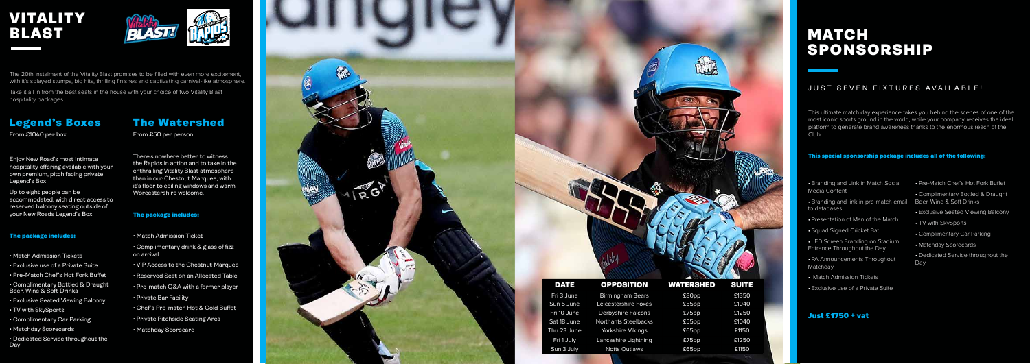# VITALITY BLAST

The 20th instalment of the Vitality Blast promises to be filled with even more excitement, with it's splayed stumps, big hits, thrilling finishes and captivating carnival-like atmosphere.

Take it all in from the best seats in the house with your choice of two Vitality Blast hospitality packages.

## Legend's Boxes

From £1040 per box

Enjoy New Road's most intimate hospitality offering available with your own premium, pitch facing private Legend's Box

Up to eight people can be accommodated, with direct access to reserved balcony seating outside of your New Roads Legend's Box.

### The package includes:

- Match Admission Tickets
- Exclusive use of a Private Suite
- Pre-Match Chef's Hot Fork Buffet
- Complimentary Bottled & Draught Beer, Wine & Soft Drinks
- Exclusive Seated Viewing Balcony
- TV with SkySports
- Complimentary Car Parking
- Matchday Scorecards
- Dedicated Service throughout the Day

## The Watershed

From £50 per person

There's nowhere better to witness the Rapids in action and to take in the enthralling Vitality Blast atmosphere than in our Chestnut Marquee, with it's floor to ceiling windows and warm Worcestershire welcome.

### The package includes:

- Match Admission Ticket
- Complimentary drink & glass of fizz on arrival
- VIP Access to the Chestnut Marquee
- Reserved Seat on an Allocated Table
- Pre-match Q&A with a former player
- Private Bar Facility
- Chef's Pre-match Hot & Cold Buffet
- Private Pitchside Seating Area
- Matchday Scorecard

| DATE | OPPOSITION | WATERSHED | SUITE |
|---|---|---|---|
| Fri 3 June | Birmingham Bears | £80pp | £1350 |
| Sun 5 June | Leicestershire Foxes | £55pp | £1040 |
| Fri 10 June | Derbyshire Falcons | £75pp | £1250 |
| Sat 18 June | Northants Steelbacks | £55pp | £1040 |
| Thu 23 June | Yorkshire Vikings | £65pp | £1150 |
| Fri 1 July | Lancashire Lightning | £75pp | £1250 |
| Sun 3 July | Notts Outlaws | £65pp | £1150 |

# MATCH SPONSORSHIP

JUST SEVEN FIXTURES AVAILABLE!

This ultimate match day experience takes you behind the scenes of one of the most iconic sports ground in the world, while your company receives the ideal platform to generate brand awareness thanks to the enormous reach of the Club.

### This special sponsorship package includes all of the following:

- Branding and Link in Match Social Media Content
- Branding and link in pre-match email to databases
- Presentation of Man of the Match
- Squad Signed Cricket Bat
- LED Screen Branding on Stadium Entrance Throughout the Day
- PA Announcements Throughout Matchday
- Match Admission Tickets
- Exclusive use of a Private Suite
- Pre-Match Chef's Hot Fork Buffet
- Complimentary Bottled & Draught Beer, Wine & Soft Drinks
- Exclusive Seated Viewing Balcony
- TV with SkySports
- Complimentary Car Parking
- Matchday Scorecards
- Dedicated Service throughout the Day

**Just £1750 + vat**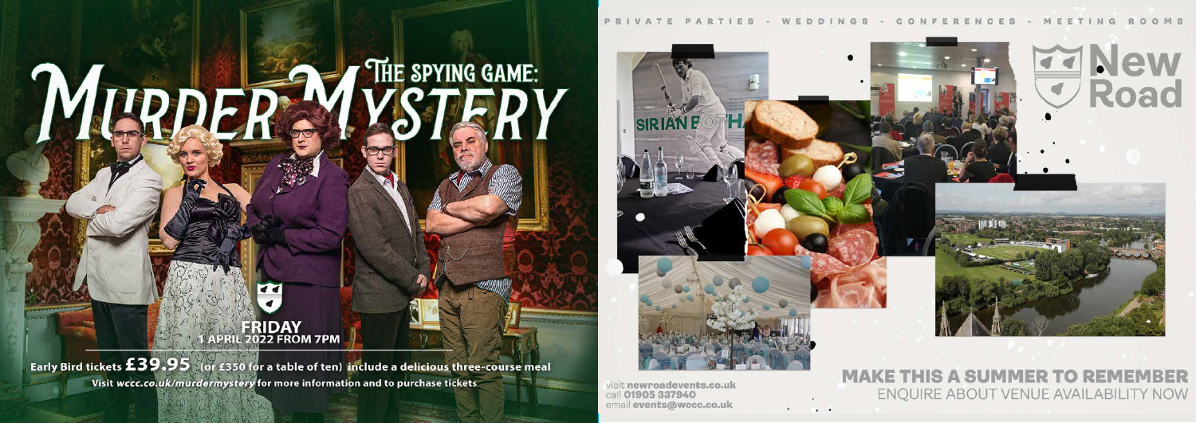# The Spying Game: Murder Mystery

**FRIDAY**
**1 APRIL 2022 FROM 7PM**

Early Bird tickets **£39.95** (or £350 for a table of ten) include a delicious three-course meal

Visit *wccc.co.uk/murdermystery* for more information and to purchase tickets

PRIVATE PARTIES - WEDDINGS - CONFERENCES - MEETING ROOMS

# New Road

## MAKE THIS A SUMMER TO REMEMBER

ENQUIRE ABOUT VENUE AVAILABILITY NOW

visit **newroadevents.co.uk**
call **01905 337940**
email **events@wccc.co.uk**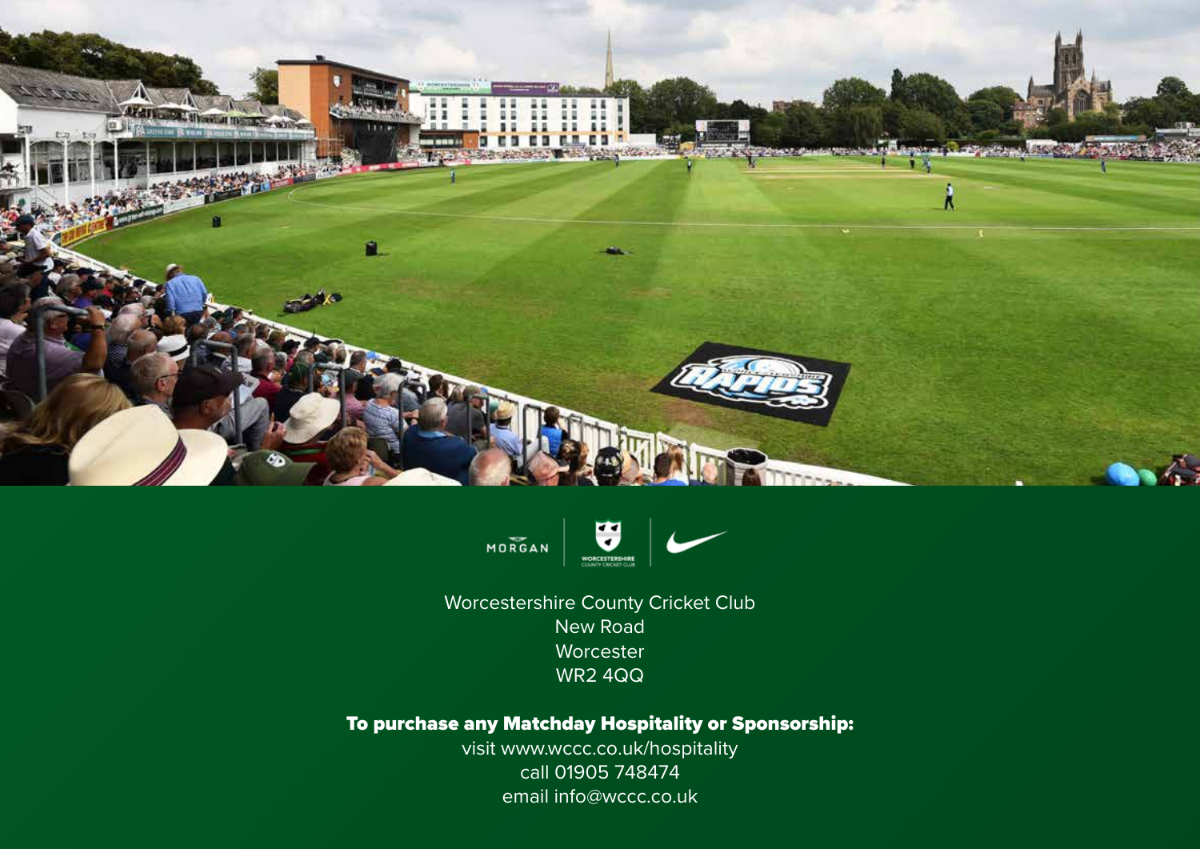Worcestershire County Cricket Club
New Road
Worcester
WR2 4QQ

**To purchase any Matchday Hospitality or Sponsorship:**

visit www.wccc.co.uk/hospitality
call 01905 748474
email info@wccc.co.uk